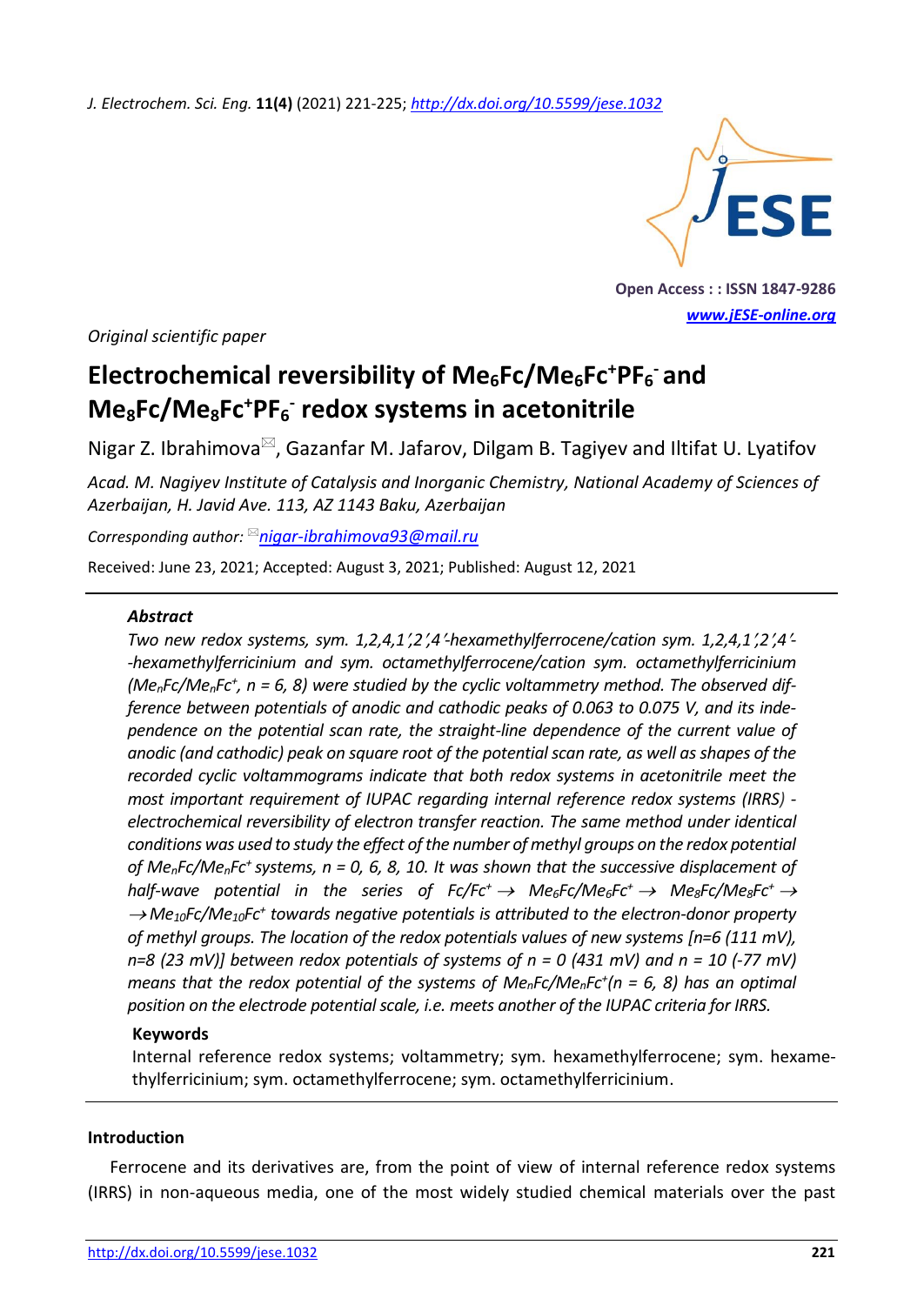*Original scientific paper*

# Electrochemical reversibility of $Me_6Fc/Me_6Fc^+PF_6^-$ and $Me_8Fc/Me_8Fc^+PF_6^-$ redox systems in acetonitrile

Nigar Z. Ibrahimova✉, Gazanfar M. Jafarov, Dilgam B. Tagiyev and Iltifat U. Lyatifov

*Acad. M. Nagiyev Institute of Catalysis and Inorganic Chemistry, National Academy of Sciences of Azerbaijan, H. Javid Ave. 113, AZ 1143 Baku, Azerbaijan*

*Corresponding author:* ✉nigar-ibrahimova93@mail.ru

Received: June 23, 2021; Accepted: August 3, 2021; Published: August 12, 2021

### Abstract

*Two new redox systems, sym. 1,2,4,1′,2′,4′-hexamethylferrocene/cation sym. 1,2,4,1′,2′,4′-hexamethylferricinium and sym. octamethylferrocene/cation sym. octamethylferricinium ($Me_nFc/Me_nFc^+$, n = 6, 8) were studied by the cyclic voltammetry method. The observed difference between potentials of anodic and cathodic peaks of 0.063 to 0.075 V, and its independence on the potential scan rate, the straight-line dependence of the current value of anodic (and cathodic) peak on square root of the potential scan rate, as well as shapes of the recorded cyclic voltammograms indicate that both redox systems in acetonitrile meet the most important requirement of IUPAC regarding internal reference redox systems (IRRS) - electrochemical reversibility of electron transfer reaction. The same method under identical conditions was used to study the effect of the number of methyl groups on the redox potential of $Me_nFc/Me_nFc^+$ systems, n = 0, 6, 8, 10. It was shown that the successive displacement of half-wave potential in the series of $Fc/Fc^+ \rightarrow Me_6Fc/Me_6Fc^+ \rightarrow Me_8Fc/Me_8Fc^+ \rightarrow Me_{10}Fc/Me_{10}Fc^+$ towards negative potentials is attributed to the electron-donor property of methyl groups. The location of the redox potentials values of new systems [n=6 (111 mV), n=8 (23 mV)] between redox potentials of systems of n = 0 (431 mV) and n = 10 (-77 mV) means that the redox potential of the systems of $Me_nFc/Me_nFc^+$(n = 6, 8) has an optimal position on the electrode potential scale, i.e. meets another of the IUPAC criteria for IRRS.*

**Keywords**

Internal reference redox systems; voltammetry; sym. hexamethylferrocene; sym. hexamethylferricinium; sym. octamethylferrocene; sym. octamethylferricinium.

### Introduction

Ferrocene and its derivatives are, from the point of view of internal reference redox systems (IRRS) in non-aqueous media, one of the most widely studied chemical materials over the past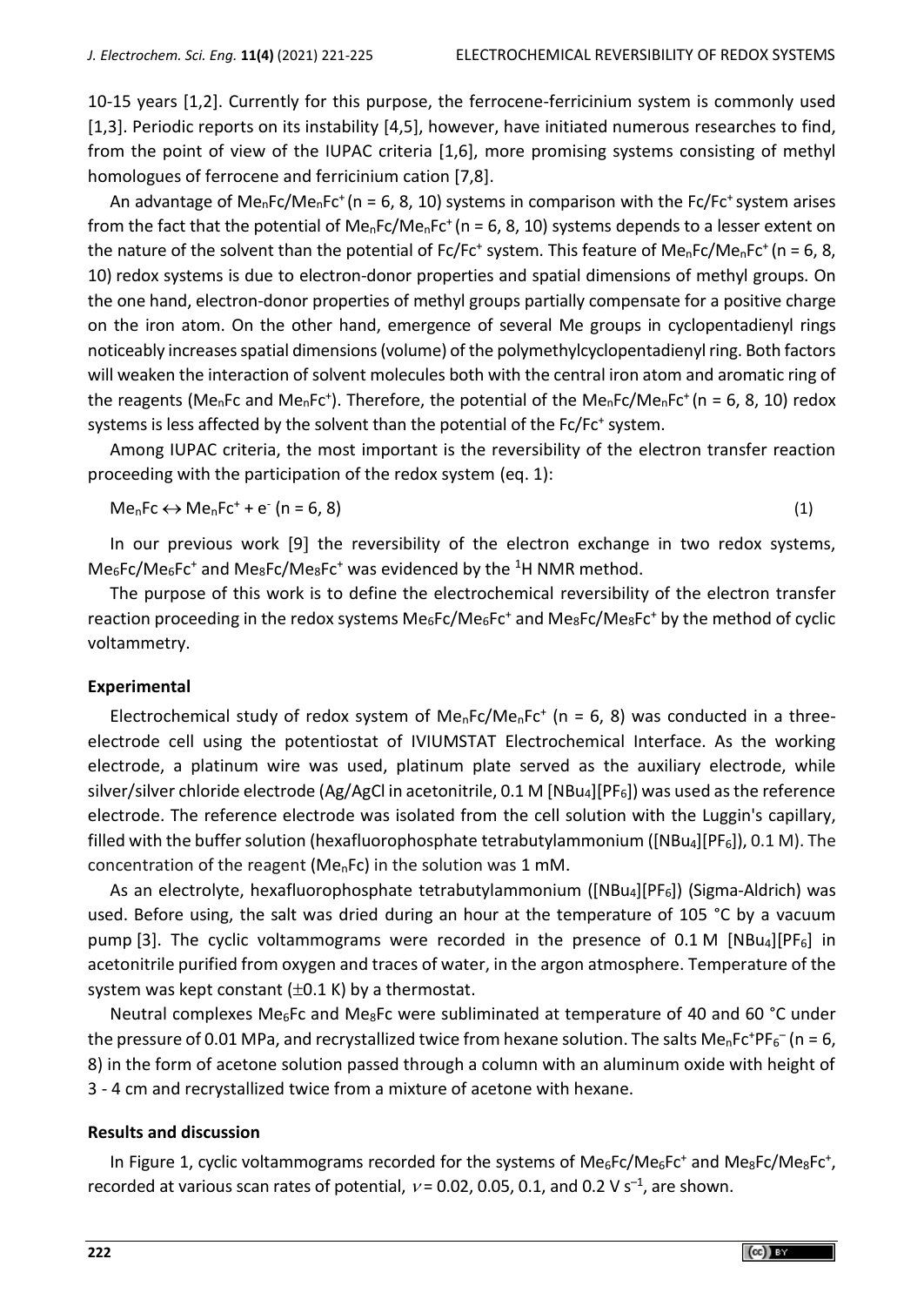10-15 years [1,2]. Currently for this purpose, the ferrocene-ferricinium system is commonly used [1,3]. Periodic reports on its instability [4,5], however, have initiated numerous researches to find, from the point of view of the IUPAC criteria [1,6], more promising systems consisting of methyl homologues of ferrocene and ferricinium cation [7,8].

An advantage of $Me_nFc/Me_nFc^+$ (n = 6, 8, 10) systems in comparison with the $Fc/Fc^+$ system arises from the fact that the potential of $Me_nFc/Me_nFc^+$ (n = 6, 8, 10) systems depends to a lesser extent on the nature of the solvent than the potential of $Fc/Fc^+$ system. This feature of $Me_nFc/Me_nFc^+$ (n = 6, 8, 10) redox systems is due to electron-donor properties and spatial dimensions of methyl groups. On the one hand, electron-donor properties of methyl groups partially compensate for a positive charge on the iron atom. On the other hand, emergence of several Me groups in cyclopentadienyl rings noticeably increases spatial dimensions (volume) of the polymethylcyclopentadienyl ring. Both factors will weaken the interaction of solvent molecules both with the central iron atom and aromatic ring of the reagents ($Me_nFc$ and $Me_nFc^+$). Therefore, the potential of the $Me_nFc/Me_nFc^+$ (n = 6, 8, 10) redox systems is less affected by the solvent than the potential of the $Fc/Fc^+$ system.

Among IUPAC criteria, the most important is the reversibility of the electron transfer reaction proceeding with the participation of the redox system (eq. 1):

$$Me_nFc \leftrightarrow Me_nFc^+ + e^- \ (n = 6, 8) \tag{1}$$

In our previous work [9] the reversibility of the electron exchange in two redox systems, $Me_6Fc/Me_6Fc^+$ and $Me_8Fc/Me_8Fc^+$ was evidenced by the $^1H$ NMR method.

The purpose of this work is to define the electrochemical reversibility of the electron transfer reaction proceeding in the redox systems $Me_6Fc/Me_6Fc^+$ and $Me_8Fc/Me_8Fc^+$ by the method of cyclic voltammetry.

## Experimental

Electrochemical study of redox system of $Me_nFc/Me_nFc^+$ (n = 6, 8) was conducted in a three-electrode cell using the potentiostat of IVIUMSTAT Electrochemical Interface. As the working electrode, a platinum wire was used, platinum plate served as the auxiliary electrode, while silver/silver chloride electrode (Ag/AgCl in acetonitrile, 0.1 M $[NBu_4][PF_6]$) was used as the reference electrode. The reference electrode was isolated from the cell solution with the Luggin's capillary, filled with the buffer solution (hexafluorophosphate tetrabutylammonium ($[NBu_4][PF_6]$), 0.1 M). The concentration of the reagent ($Me_nFc$) in the solution was 1 mM.

As an electrolyte, hexafluorophosphate tetrabutylammonium ($[NBu_4][PF_6]$) (Sigma-Aldrich) was used. Before using, the salt was dried during an hour at the temperature of 105 °C by a vacuum pump [3]. The cyclic voltammograms were recorded in the presence of 0.1 M $[NBu_4][PF_6]$ in acetonitrile purified from oxygen and traces of water, in the argon atmosphere. Temperature of the system was kept constant ($\pm$0.1 K) by a thermostat.

Neutral complexes $Me_6Fc$ and $Me_8Fc$ were subliminated at temperature of 40 and 60 °C under the pressure of 0.01 MPa, and recrystallized twice from hexane solution. The salts $Me_nFc^+PF_6^-$ (n = 6, 8) in the form of acetone solution passed through a column with an aluminum oxide with height of 3 - 4 cm and recrystallized twice from a mixture of acetone with hexane.

## Results and discussion

In Figure 1, cyclic voltammograms recorded for the systems of $Me_6Fc/Me_6Fc^+$ and $Me_8Fc/Me_8Fc^+$, recorded at various scan rates of potential, $\nu$ = 0.02, 0.05, 0.1, and 0.2 V $s^{-1}$, are shown.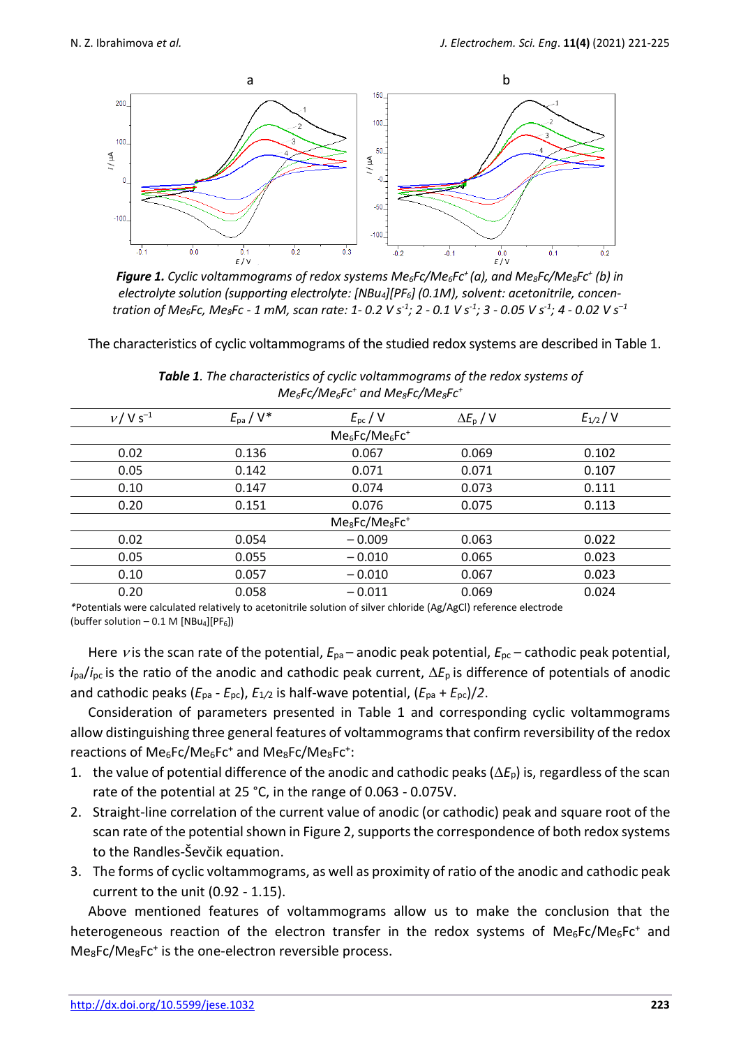*Figure 1. Cyclic voltammograms of redox systems $Me_6Fc/Me_6Fc^+$ (a), and $Me_8Fc/Me_8Fc^+$ (b) in electrolyte solution (supporting electrolyte: $[NBu_4][PF_6]$ (0.1M), solvent: acetonitrile, concentration of $Me_6Fc$, $Me_8Fc$ - 1 mM, scan rate: 1- 0.2 V $s^{-1}$; 2 - 0.1 V $s^{-1}$; 3 - 0.05 V $s^{-1}$; 4 - 0.02 V $s^{-1}$*

The characteristics of cyclic voltammograms of the studied redox systems are described in Table 1.

***Table 1**. The characteristics of cyclic voltammograms of the redox systems of $Me_6Fc/Me_6Fc^+$ and $Me_8Fc/Me_8Fc^+$*

| $\nu$ / V $s^{-1}$ | $E_{pa}$ / V* | $E_{pc}$ / V | $\Delta E_p$ / V | $E_{1/2}$ / V |
|---|---|---|---|---|
| | | $Me_6Fc/Me_6Fc^+$ | | |
| 0.02 | 0.136 | 0.067 | 0.069 | 0.102 |
| 0.05 | 0.142 | 0.071 | 0.071 | 0.107 |
| 0.10 | 0.147 | 0.074 | 0.073 | 0.111 |
| 0.20 | 0.151 | 0.076 | 0.075 | 0.113 |
| | | $Me_8Fc/Me_8Fc^+$ | | |
| 0.02 | 0.054 | – 0.009 | 0.063 | 0.022 |
| 0.05 | 0.055 | – 0.010 | 0.065 | 0.023 |
| 0.10 | 0.057 | – 0.010 | 0.067 | 0.023 |
| 0.20 | 0.058 | – 0.011 | 0.069 | 0.024 |

*Potentials were calculated relatively to acetonitrile solution of silver chloride (Ag/AgCl) reference electrode (buffer solution – 0.1 M $[NBu_4][PF_6]$)

Here $\nu$ is the scan rate of the potential, $E_{pa}$ – anodic peak potential, $E_{pc}$ – cathodic peak potential, $i_{pa}/i_{pc}$ is the ratio of the anodic and cathodic peak current, $\Delta E_p$ is difference of potentials of anodic and cathodic peaks ($E_{pa}$ - $E_{pc}$), $E_{1/2}$ is half-wave potential, $(E_{pa} + E_{pc})/2$.

Consideration of parameters presented in Table 1 and corresponding cyclic voltammograms allow distinguishing three general features of voltammograms that confirm reversibility of the redox reactions of $Me_6Fc/Me_6Fc^+$ and $Me_8Fc/Me_8Fc^+$:

1. the value of potential difference of the anodic and cathodic peaks ($\Delta E_p$) is, regardless of the scan rate of the potential at 25 °C, in the range of 0.063 - 0.075V.
2. Straight-line correlation of the current value of anodic (or cathodic) peak and square root of the scan rate of the potential shown in Figure 2, supports the correspondence of both redox systems to the Randles-Ševčik equation.
3. The forms of cyclic voltammograms, as well as proximity of ratio of the anodic and cathodic peak current to the unit (0.92 - 1.15).

Above mentioned features of voltammograms allow us to make the conclusion that the heterogeneous reaction of the electron transfer in the redox systems of $Me_6Fc/Me_6Fc^+$ and $Me_8Fc/Me_8Fc^+$ is the one-electron reversible process.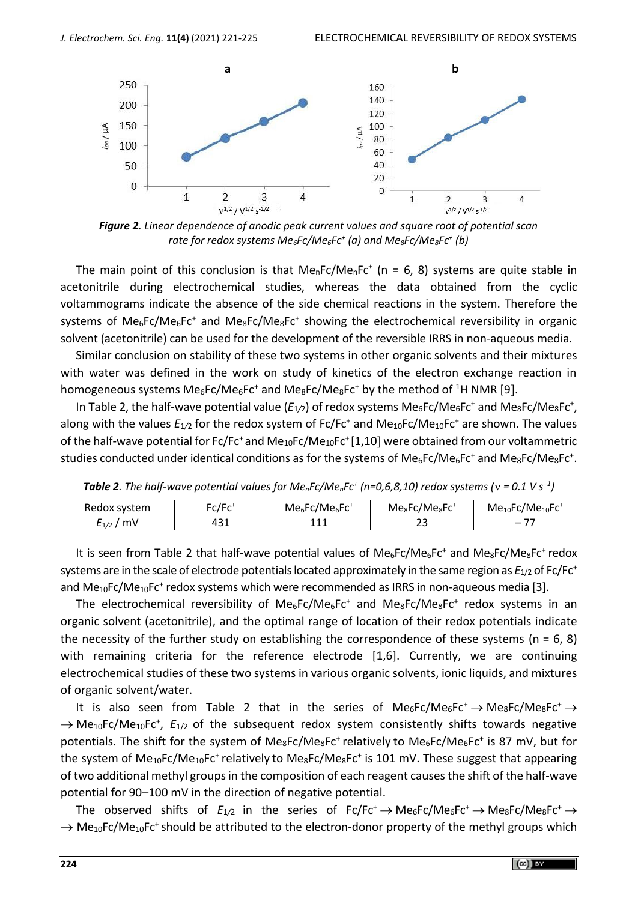*Figure 2. Linear dependence of anodic peak current values and square root of potential scan rate for redox systems $Me_6Fc/Me_6Fc^+$ (a) and $Me_8Fc/Me_8Fc^+$ (b)*

The main point of this conclusion is that $Me_nFc/Me_nFc^+$ (n = 6, 8) systems are quite stable in acetonitrile during electrochemical studies, whereas the data obtained from the cyclic voltammograms indicate the absence of the side chemical reactions in the system. Therefore the systems of $Me_6Fc/Me_6Fc^+$ and $Me_8Fc/Me_8Fc^+$ showing the electrochemical reversibility in organic solvent (acetonitrile) can be used for the development of the reversible IRRS in non-aqueous media.

Similar conclusion on stability of these two systems in other organic solvents and their mixtures with water was defined in the work on study of kinetics of the electron exchange reaction in homogeneous systems $Me_6Fc/Me_6Fc^+$ and $Me_8Fc/Me_8Fc^+$ by the method of $^1H$ NMR [9].

In Table 2, the half-wave potential value ($E_{1/2}$) of redox systems $Me_6Fc/Me_6Fc^+$ and $Me_8Fc/Me_8Fc^+$, along with the values $E_{1/2}$ for the redox system of $Fc/Fc^+$ and $Me_{10}Fc/Me_{10}Fc^+$ are shown. The values of the half-wave potential for $Fc/Fc^+$ and $Me_{10}Fc/Me_{10}Fc^+$ [1,10] were obtained from our voltammetric studies conducted under identical conditions as for the systems of $Me_6Fc/Me_6Fc^+$ and $Me_8Fc/Me_8Fc^+$.

***Table 2**. The half-wave potential values for $Me_nFc/Me_nFc^+$ (n=0,6,8,10) redox systems ($\nu$ = 0.1 V $s^{-1}$)*

| Redox system | $Fc/Fc^+$ | $Me_6Fc/Me_6Fc^+$ | $Me_8Fc/Me_8Fc^+$ | $Me_{10}Fc/Me_{10}Fc^+$ |
|---|---|---|---|---|
| $E_{1/2}$ / mV | 431 | 111 | 23 | – 77 |

It is seen from Table 2 that half-wave potential values of $Me_6Fc/Me_6Fc^+$ and $Me_8Fc/Me_8Fc^+$ redox systems are in the scale of electrode potentials located approximately in the same region as $E_{1/2}$ of $Fc/Fc^+$ and $Me_{10}Fc/Me_{10}Fc^+$ redox systems which were recommended as IRRS in non-aqueous media [3].

The electrochemical reversibility of $Me_6Fc/Me_6Fc^+$ and $Me_8Fc/Me_8Fc^+$ redox systems in an organic solvent (acetonitrile), and the optimal range of location of their redox potentials indicate the necessity of the further study on establishing the correspondence of these systems (n = 6, 8) with remaining criteria for the reference electrode [1,6]. Currently, we are continuing electrochemical studies of these two systems in various organic solvents, ionic liquids, and mixtures of organic solvent/water.

It is also seen from Table 2 that in the series of $Me_6Fc/Me_6Fc^+ \rightarrow Me_8Fc/Me_8Fc^+ \rightarrow$ $\rightarrow Me_{10}Fc/Me_{10}Fc^+$, $E_{1/2}$ of the subsequent redox system consistently shifts towards negative potentials. The shift for the system of $Me_8Fc/Me_8Fc^+$ relatively to $Me_6Fc/Me_6Fc^+$ is 87 mV, but for the system of $Me_{10}Fc/Me_{10}Fc^+$ relatively to $Me_8Fc/Me_8Fc^+$ is 101 mV. These suggest that appearing of two additional methyl groups in the composition of each reagent causes the shift of the half-wave potential for 90–100 mV in the direction of negative potential.

The observed shifts of $E_{1/2}$ in the series of $Fc/Fc^+ \rightarrow Me_6Fc/Me_6Fc^+ \rightarrow Me_8Fc/Me_8Fc^+ \rightarrow$ $\rightarrow Me_{10}Fc/Me_{10}Fc^+$ should be attributed to the electron-donor property of the methyl groups which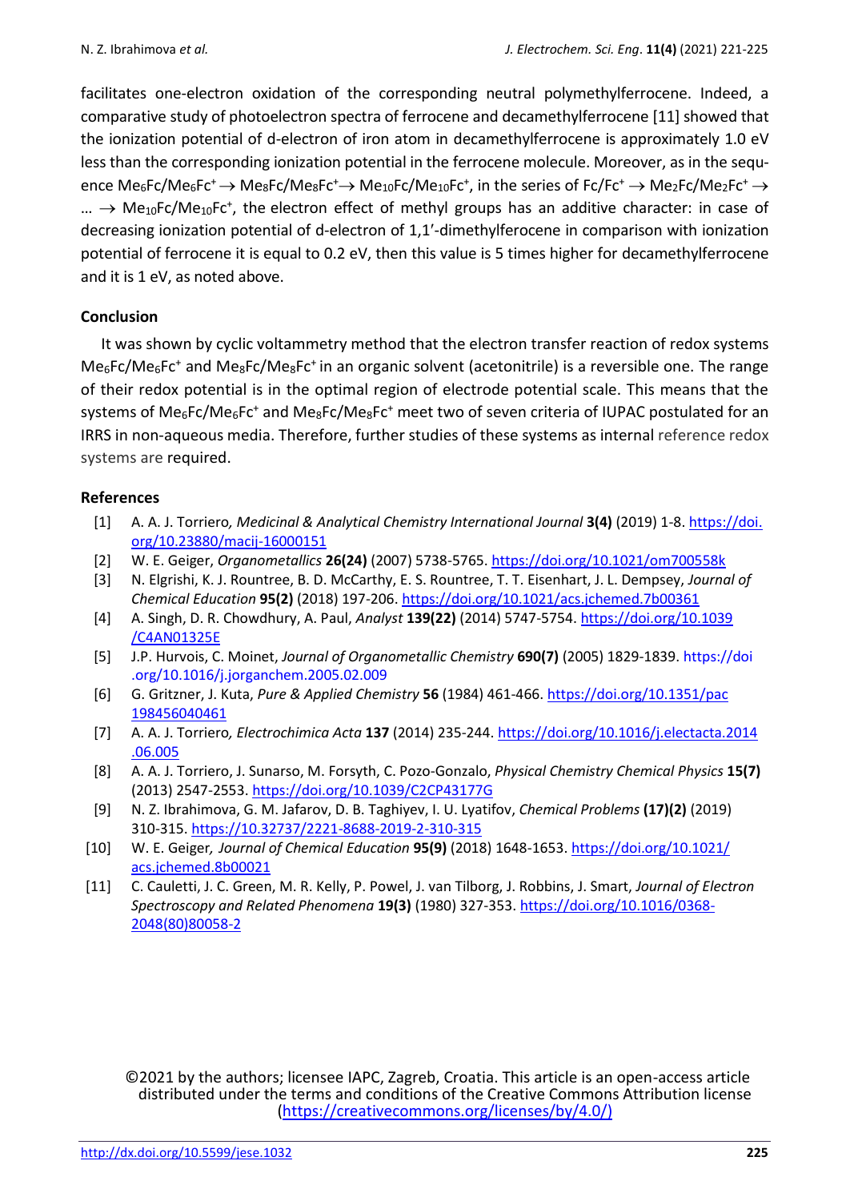facilitates one-electron oxidation of the corresponding neutral polymethylferrocene. Indeed, a comparative study of photoelectron spectra of ferrocene and decamethylferrocene [11] showed that the ionization potential of d-electron of iron atom in decamethylferrocene is approximately 1.0 eV less than the corresponding ionization potential in the ferrocene molecule. Moreover, as in the sequence $Me_6Fc/Me_6Fc^+ \rightarrow Me_8Fc/Me_8Fc^+ \rightarrow Me_{10}Fc/Me_{10}Fc^+$, in the series of $Fc/Fc^+ \rightarrow Me_2Fc/Me_2Fc^+ \rightarrow$ … $\rightarrow Me_{10}Fc/Me_{10}Fc^+$, the electron effect of methyl groups has an additive character: in case of decreasing ionization potential of d-electron of 1,1′-dimethylferocene in comparison with ionization potential of ferrocene it is equal to 0.2 eV, then this value is 5 times higher for decamethylferrocene and it is 1 eV, as noted above.

## Conclusion

It was shown by cyclic voltammetry method that the electron transfer reaction of redox systems $Me_6Fc/Me_6Fc^+$ and $Me_8Fc/Me_8Fc^+$ in an organic solvent (acetonitrile) is a reversible one. The range of their redox potential is in the optimal region of electrode potential scale. This means that the systems of $Me_6Fc/Me_6Fc^+$ and $Me_8Fc/Me_8Fc^+$ meet two of seven criteria of IUPAC postulated for an IRRS in non-aqueous media. Therefore, further studies of these systems as internal reference redox systems are required.

## References

[1] A. A. J. Torriero, *Medicinal & Analytical Chemistry International Journal* **3(4)** (2019) 1-8. https://doi.org/10.23880/macij-16000151

[2] W. E. Geiger, *Organometallics* **26(24)** (2007) 5738-5765. https://doi.org/10.1021/om700558k

[3] N. Elgrishi, K. J. Rountree, B. D. McCarthy, E. S. Rountree, T. T. Eisenhart, J. L. Dempsey, *Journal of Chemical Education* **95(2)** (2018) 197-206. https://doi.org/10.1021/acs.jchemed.7b00361

[4] A. Singh, D. R. Chowdhury, A. Paul, *Analyst* **139(22)** (2014) 5747-5754. https://doi.org/10.1039/C4AN01325E

[5] J.P. Hurvois, C. Moinet, *Journal of Organometallic Chemistry* **690(7)** (2005) 1829-1839. https://doi.org/10.1016/j.jorganchem.2005.02.009

[6] G. Gritzner, J. Kuta, *Pure & Applied Chemistry* **56** (1984) 461-466. https://doi.org/10.1351/pac198456040461

[7] A. A. J. Torriero, *Electrochimica Acta* **137** (2014) 235-244. https://doi.org/10.1016/j.electacta.2014.06.005

[8] A. A. J. Torriero, J. Sunarso, M. Forsyth, C. Pozo-Gonzalo, *Physical Chemistry Chemical Physics* **15(7)** (2013) 2547-2553. https://doi.org/10.1039/C2CP43177G

[9] N. Z. Ibrahimova, G. M. Jafarov, D. B. Taghiyev, I. U. Lyatifov, *Chemical Problems* **(17)(2)** (2019) 310-315. https://10.32737/2221-8688-2019-2-310-315

[10] W. E. Geiger, *Journal of Chemical Education* **95(9)** (2018) 1648-1653. https://doi.org/10.1021/acs.jchemed.8b00021

[11] C. Cauletti, J. C. Green, M. R. Kelly, P. Powel, J. van Tilborg, J. Robbins, J. Smart, *Journal of Electron Spectroscopy and Related Phenomena* **19(3)** (1980) 327-353. https://doi.org/10.1016/0368-2048(80)80058-2

©2021 by the authors; licensee IAPC, Zagreb, Croatia. This article is an open-access article distributed under the terms and conditions of the Creative Commons Attribution license (https://creativecommons.org/licenses/by/4.0/)